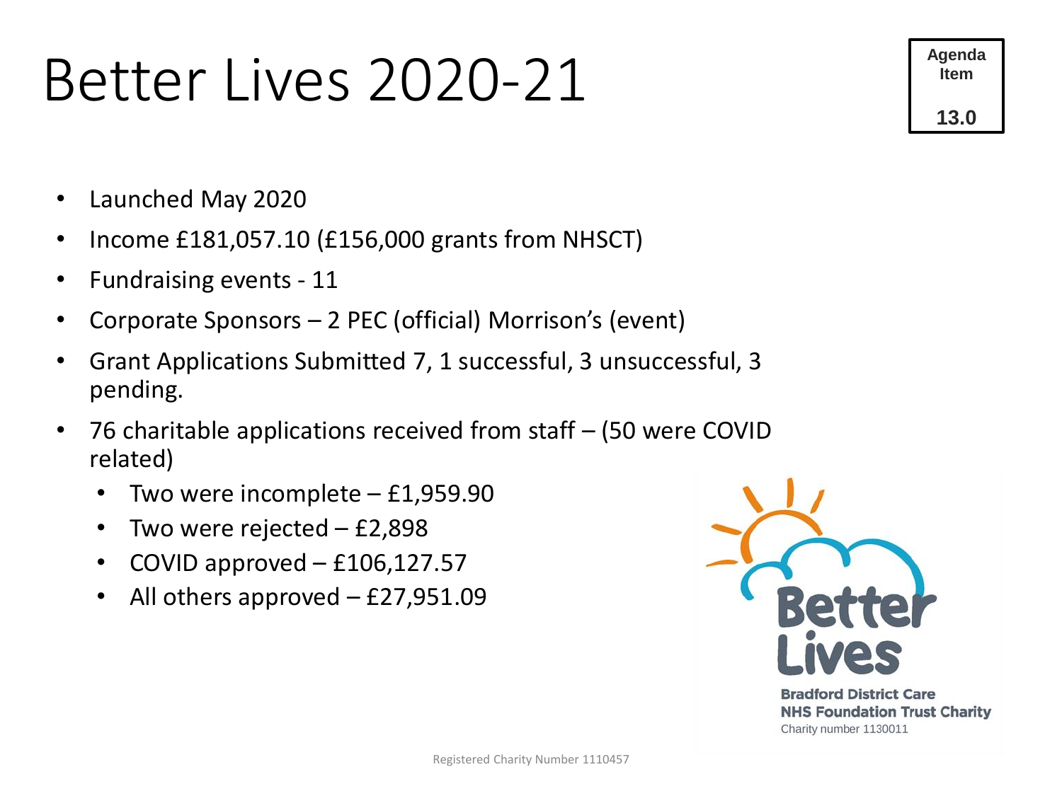# Better Lives 2020-21

**Agenda Item**

**13.0**

- Launched May 2020
- Income £181,057.10 (£156,000 grants from NHSCT)
- Fundraising events - 11
- Corporate Sponsors – 2 PEC (official) Morrison's (event)
- Grant Applications Submitted 7, 1 successful, 3 unsuccessful, 3 pending.
- 76 charitable applications received from staff – (50 were COVID related)
  - Two were incomplete – £1,959.90
  - Two were rejected – £2,898
  - COVID approved – £106,127.57
  - All others approved – £27,951.09

Better Lives

Bradford District Care NHS Foundation Trust Charity

Charity number 1130011

Registered Charity Number 1110457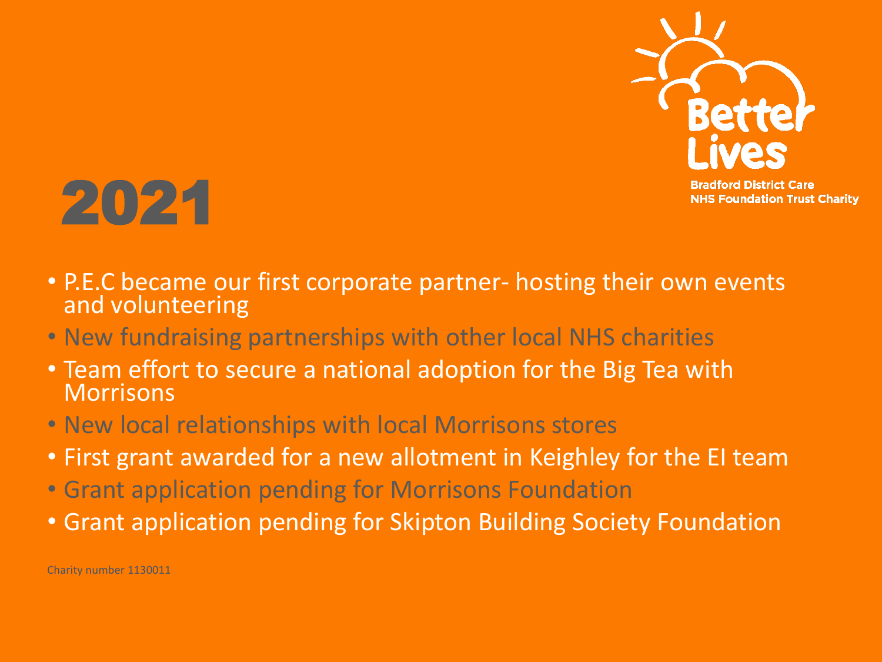Better Lives

Bradford District Care NHS Foundation Trust Charity

# 2021

- P.E.C became our first corporate partner- hosting their own events and volunteering
- New fundraising partnerships with other local NHS charities
- Team effort to secure a national adoption for the Big Tea with Morrisons
- New local relationships with local Morrisons stores
- First grant awarded for a new allotment in Keighley for the EI team
- Grant application pending for Morrisons Foundation
- Grant application pending for Skipton Building Society Foundation

Charity number 1130011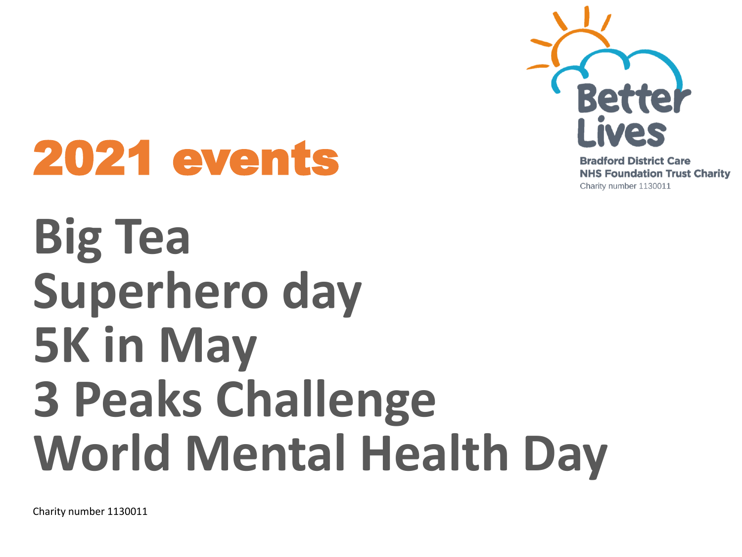Better Lives

Bradford District Care NHS Foundation Trust Charity

Charity number 1130011

# 2021 events

## Big Tea
## Superhero day
## 5K in May
## 3 Peaks Challenge
## World Mental Health Day

Charity number 1130011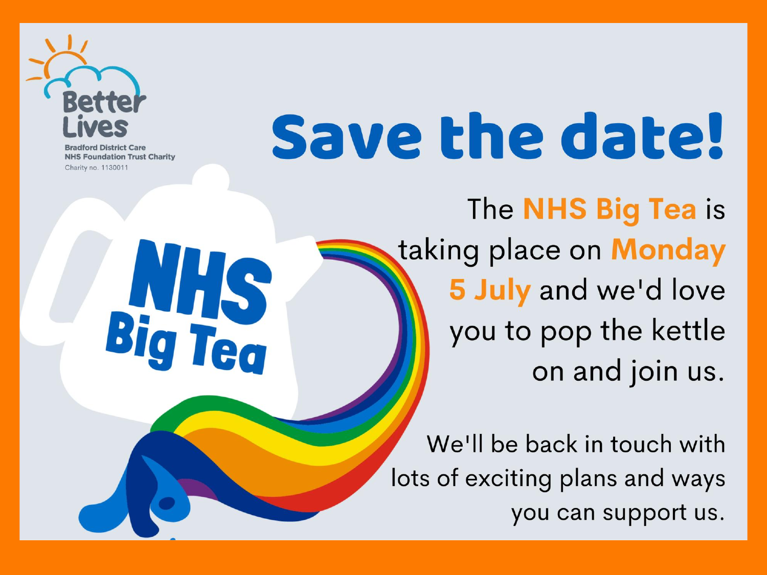Better Lives

Bradford District Care NHS Foundation Trust Charity

Charity no. 1130011

# Save the date!

NHS Big Tea

The **NHS Big Tea** is taking place on **Monday 5 July** and we'd love you to pop the kettle on and join us.

We'll be back in touch with lots of exciting plans and ways you can support us.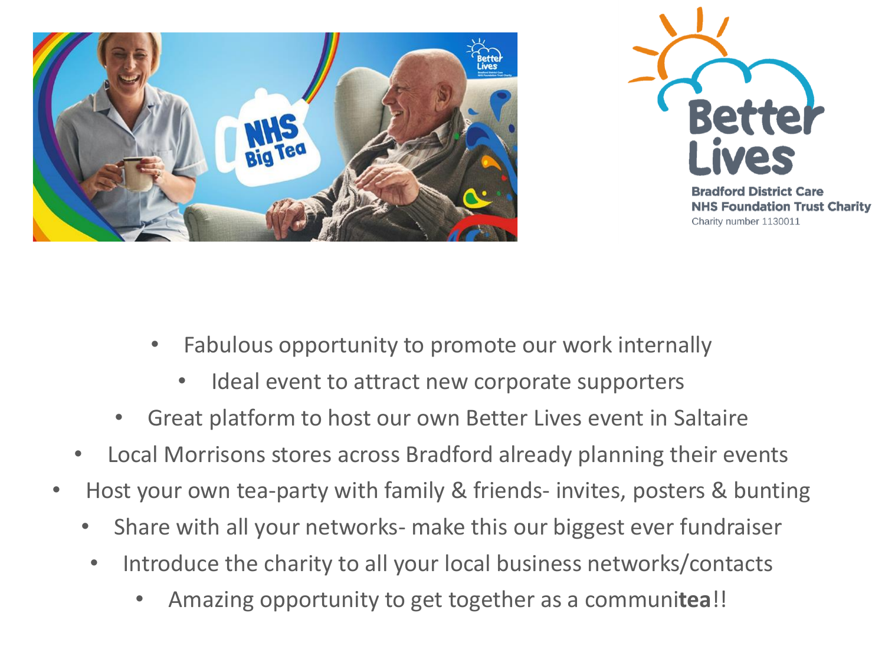- Fabulous opportunity to promote our work internally
- Ideal event to attract new corporate supporters
- Great platform to host our own Better Lives event in Saltaire
- Local Morrisons stores across Bradford already planning their events
- Host your own tea-party with family & friends- invites, posters & bunting
- Share with all your networks- make this our biggest ever fundraiser
- Introduce the charity to all your local business networks/contacts
- Amazing opportunity to get together as a communi**tea**!!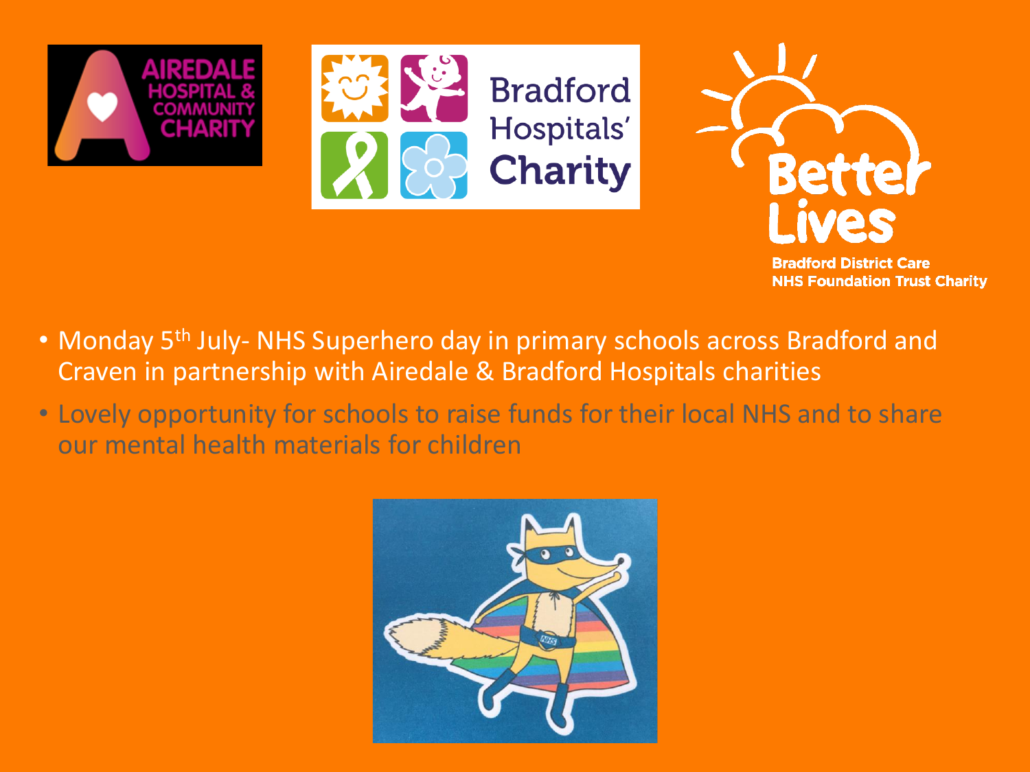- Monday 5th July- NHS Superhero day in primary schools across Bradford and Craven in partnership with Airedale & Bradford Hospitals charities
- Lovely opportunity for schools to raise funds for their local NHS and to share our mental health materials for children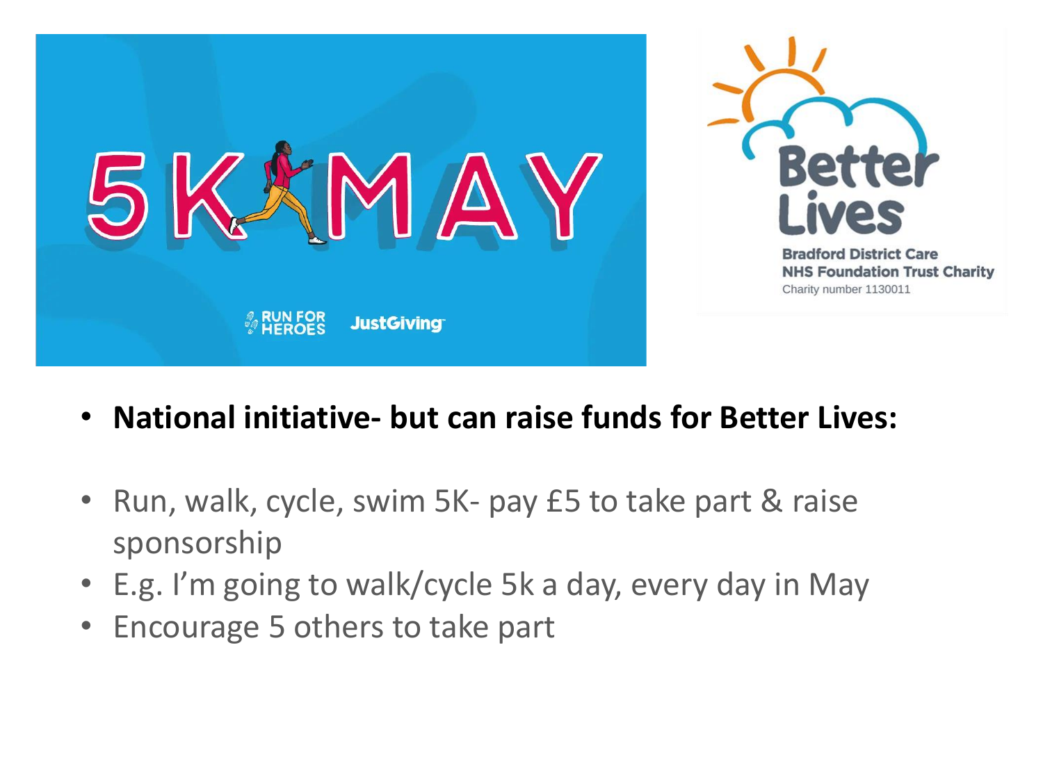5K MAY

RUN FOR HEROES JustGiving

Better Lives

Bradford District Care NHS Foundation Trust Charity
Charity number 1130011

- **National initiative- but can raise funds for Better Lives:**

- Run, walk, cycle, swim 5K- pay £5 to take part & raise sponsorship
- E.g. I'm going to walk/cycle 5k a day, every day in May
- Encourage 5 others to take part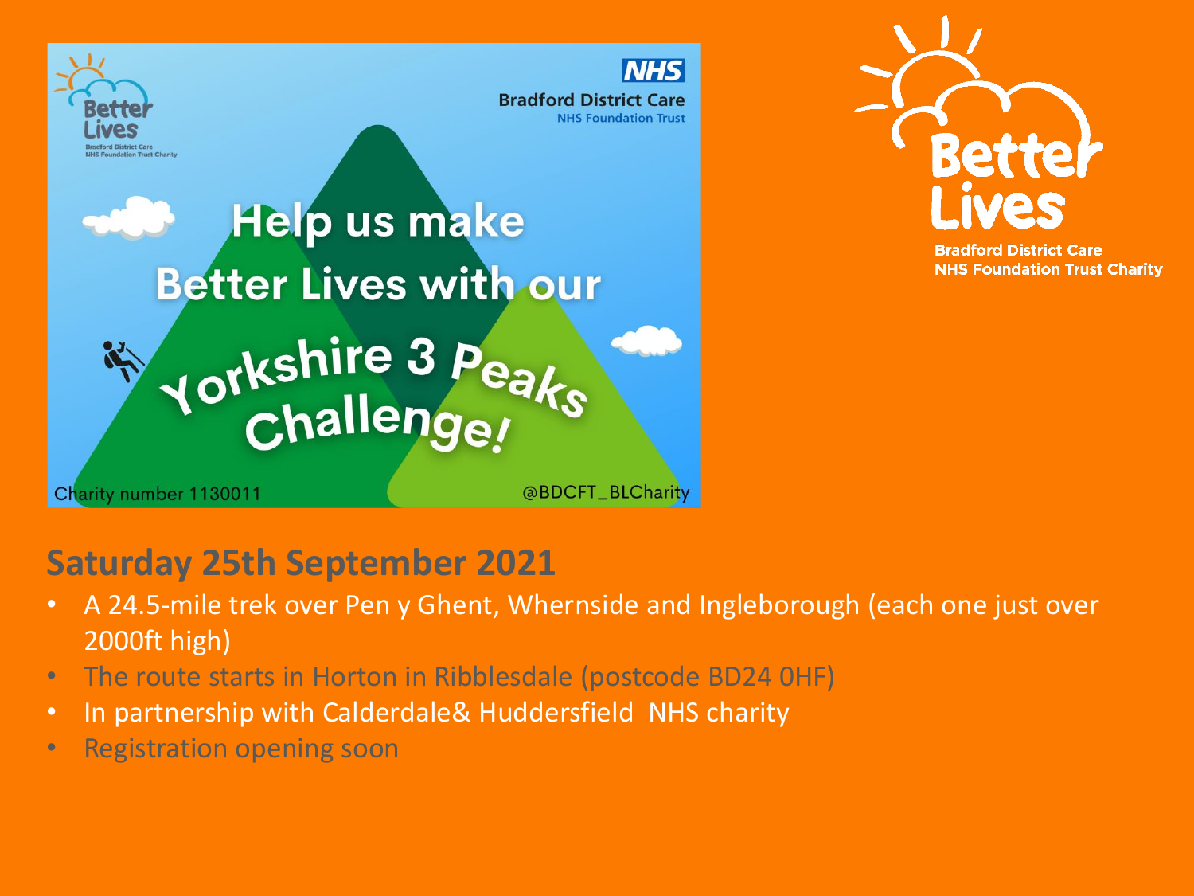Help us make Better Lives with our Yorkshire 3 Peaks Challenge!

Charity number 1130011

@BDCFT_BLCharity

Better Lives

Bradford District Care NHS Foundation Trust Charity

## Saturday 25th September 2021

- A 24.5-mile trek over Pen y Ghent, Whernside and Ingleborough (each one just over 2000ft high)
- The route starts in Horton in Ribblesdale (postcode BD24 0HF)
- In partnership with Calderdale& Huddersfield NHS charity
- Registration opening soon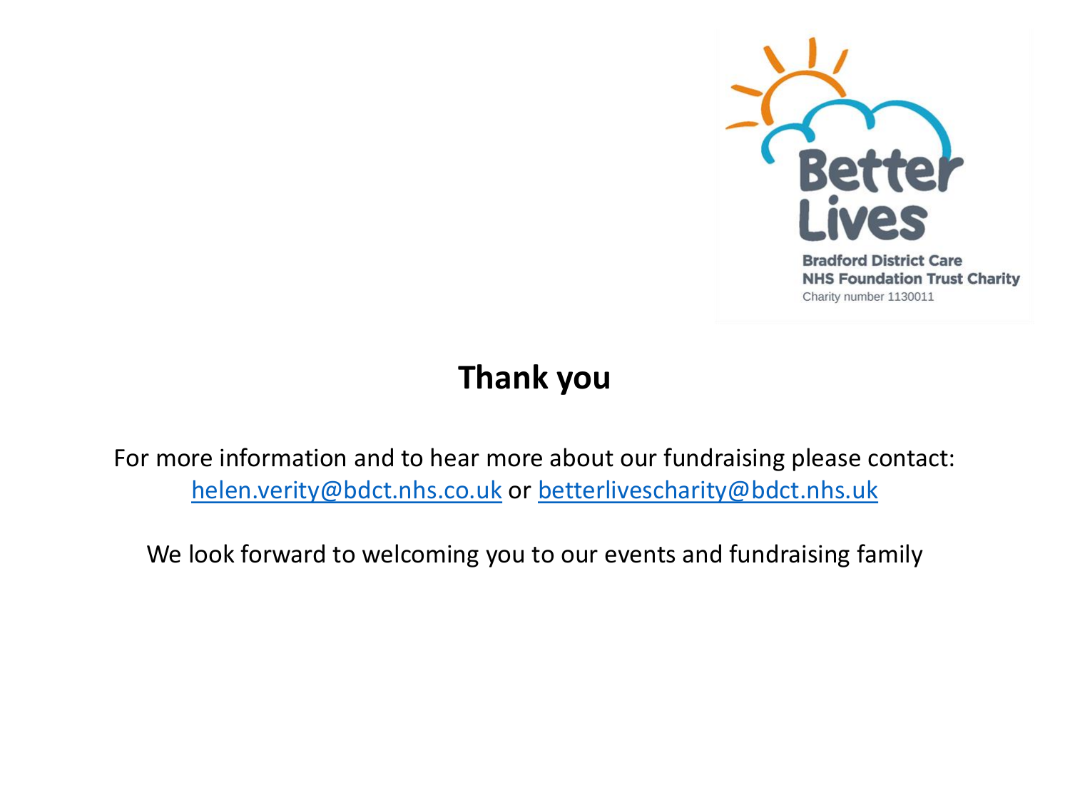Better Lives

Bradford District Care NHS Foundation Trust Charity

Charity number 1130011

## Thank you

For more information and to hear more about our fundraising please contact: helen.verity@bdct.nhs.co.uk or betterlivescharity@bdct.nhs.uk

We look forward to welcoming you to our events and fundraising family